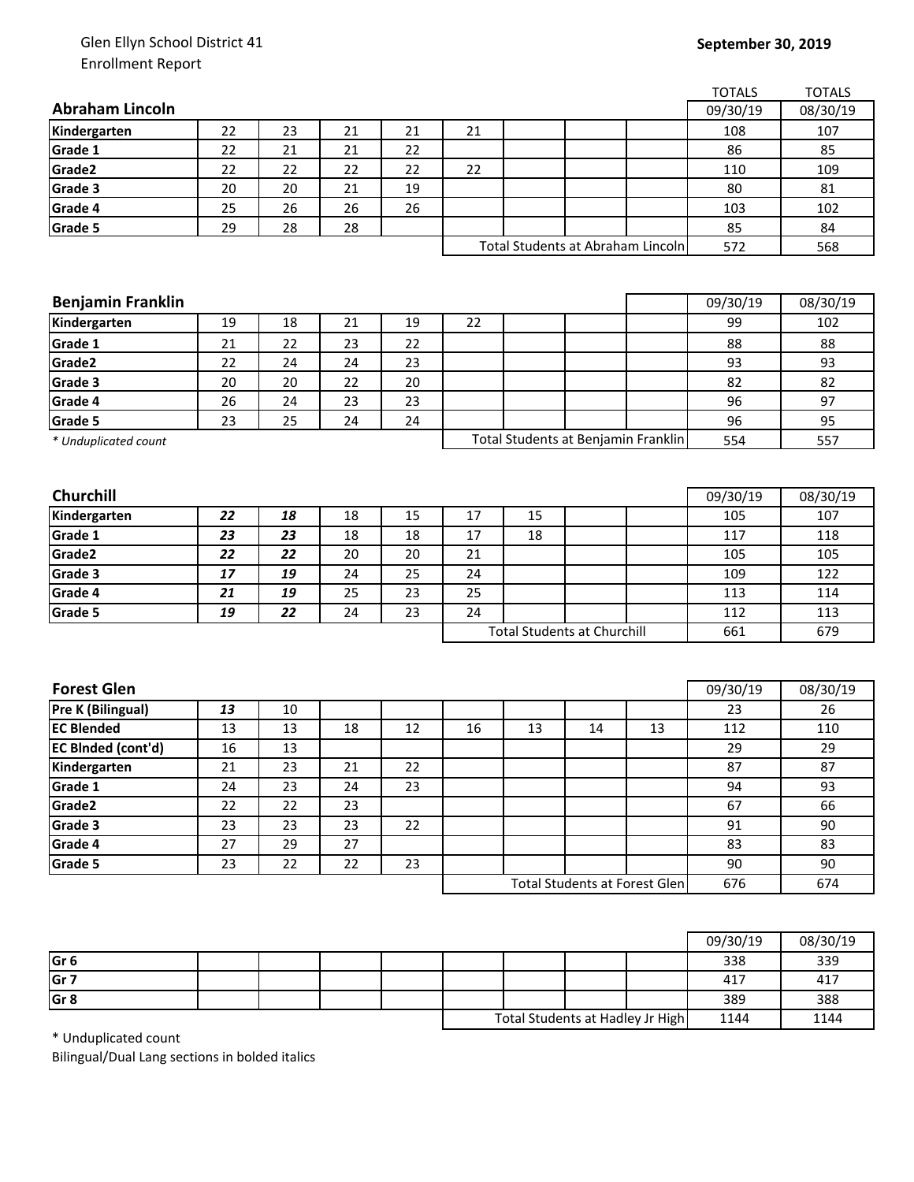Glen Ellyn School District 41
Enrollment Report

**September 30, 2019**

| **Abraham Lincoln** | | | | | | | | | TOTALS 09/30/19 | TOTALS 08/30/19 |
|---|---|---|---|---|---|---|---|---|---|---|
| **Kindergarten** | 22 | 23 | 21 | 21 | 21 | | | | 108 | 107 |
| **Grade 1** | 22 | 21 | 21 | 22 | | | | | 86 | 85 |
| **Grade2** | 22 | 22 | 22 | 22 | 22 | | | | 110 | 109 |
| **Grade 3** | 20 | 20 | 21 | 19 | | | | | 80 | 81 |
| **Grade 4** | 25 | 26 | 26 | 26 | | | | | 103 | 102 |
| **Grade 5** | 29 | 28 | 28 | | | | | | 85 | 84 |
| | | | | | Total Students at Abraham Lincoln | | | | 572 | 568 |

| **Benjamin Franklin** | | | | | | | | | 09/30/19 | 08/30/19 |
|---|---|---|---|---|---|---|---|---|---|---|
| **Kindergarten** | 19 | 18 | 21 | 19 | 22 | | | | 99 | 102 |
| **Grade 1** | 21 | 22 | 23 | 22 | | | | | 88 | 88 |
| **Grade2** | 22 | 24 | 24 | 23 | | | | | 93 | 93 |
| **Grade 3** | 20 | 20 | 22 | 20 | | | | | 82 | 82 |
| **Grade 4** | 26 | 24 | 23 | 23 | | | | | 96 | 97 |
| **Grade 5** | 23 | 25 | 24 | 24 | | | | | 96 | 95 |
| *\* Unduplicated count* | | | | | Total Students at Benjamin Franklin | | | | 554 | 557 |

| **Churchill** | | | | | | | | | 09/30/19 | 08/30/19 |
|---|---|---|---|---|---|---|---|---|---|---|
| **Kindergarten** | ***22*** | ***18*** | 18 | 15 | 17 | 15 | | | 105 | 107 |
| **Grade 1** | ***23*** | ***23*** | 18 | 18 | 17 | 18 | | | 117 | 118 |
| **Grade2** | ***22*** | ***22*** | 20 | 20 | 21 | | | | 105 | 105 |
| **Grade 3** | ***17*** | ***19*** | 24 | 25 | 24 | | | | 109 | 122 |
| **Grade 4** | ***21*** | ***19*** | 25 | 23 | 25 | | | | 113 | 114 |
| **Grade 5** | ***19*** | ***22*** | 24 | 23 | 24 | | | | 112 | 113 |
| | | | | | Total Students at Churchill | | | | 661 | 679 |

| **Forest Glen** | | | | | | | | | 09/30/19 | 08/30/19 |
|---|---|---|---|---|---|---|---|---|---|---|
| **Pre K (Bilingual)** | ***13*** | 10 | | | | | | | 23 | 26 |
| **EC Blended** | 13 | 13 | 18 | 12 | 16 | 13 | 14 | 13 | 112 | 110 |
| **EC Blnded (cont'd)** | 16 | 13 | | | | | | | 29 | 29 |
| **Kindergarten** | 21 | 23 | 21 | 22 | | | | | 87 | 87 |
| **Grade 1** | 24 | 23 | 24 | 23 | | | | | 94 | 93 |
| **Grade2** | 22 | 22 | 23 | | | | | | 67 | 66 |
| **Grade 3** | 23 | 23 | 23 | 22 | | | | | 91 | 90 |
| **Grade 4** | 27 | 29 | 27 | | | | | | 83 | 83 |
| **Grade 5** | 23 | 22 | 22 | 23 | | | | | 90 | 90 |
| | | | | | Total Students at Forest Glen | | | | 676 | 674 |

| | | | | | | | | | 09/30/19 | 08/30/19 |
|---|---|---|---|---|---|---|---|---|---|---|
| **Gr 6** | | | | | | | | | 338 | 339 |
| **Gr 7** | | | | | | | | | 417 | 417 |
| **Gr 8** | | | | | | | | | 389 | 388 |
| | | | | | Total Students at Hadley Jr High | | | | 1144 | 1144 |

\* Unduplicated count

Bilingual/Dual Lang sections in bolded italics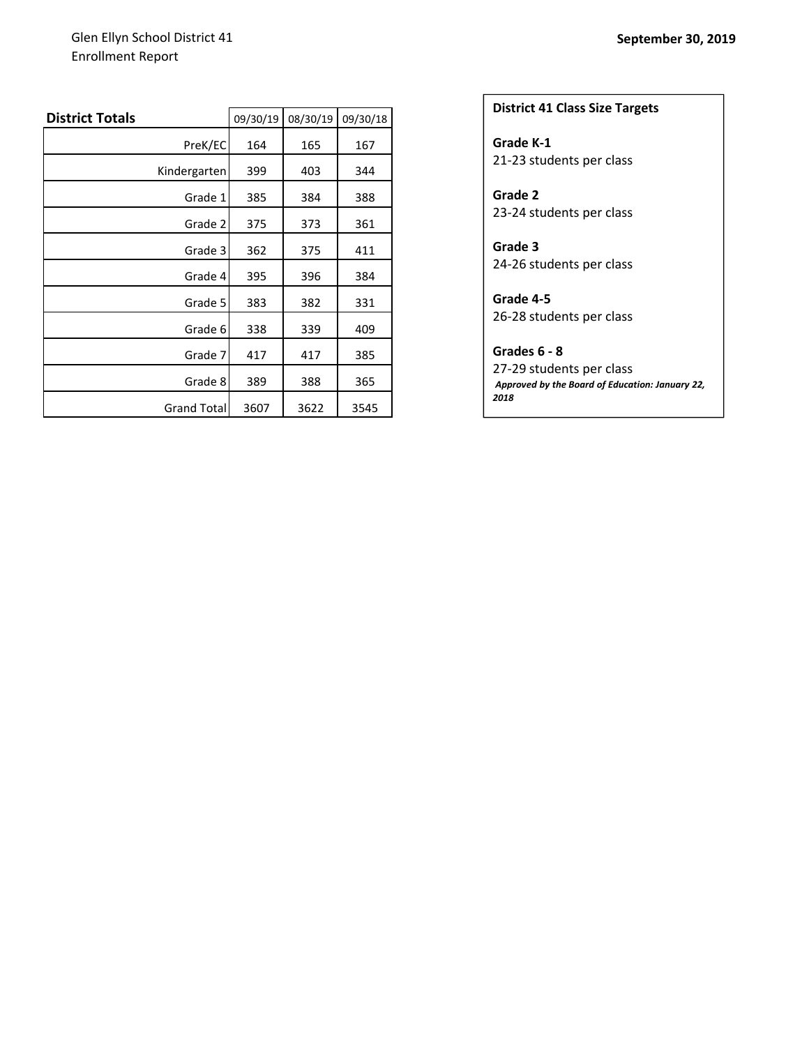Glen Ellyn School District 41
Enrollment Report

**September 30, 2019**

| District Totals | 09/30/19 | 08/30/19 | 09/30/18 |
|---|---|---|---|
| PreK/EC | 164 | 165 | 167 |
| Kindergarten | 399 | 403 | 344 |
| Grade 1 | 385 | 384 | 388 |
| Grade 2 | 375 | 373 | 361 |
| Grade 3 | 362 | 375 | 411 |
| Grade 4 | 395 | 396 | 384 |
| Grade 5 | 383 | 382 | 331 |
| Grade 6 | 338 | 339 | 409 |
| Grade 7 | 417 | 417 | 385 |
| Grade 8 | 389 | 388 | 365 |
| Grand Total | 3607 | 3622 | 3545 |

**District 41 Class Size Targets**

**Grade K-1**
21-23 students per class

**Grade 2**
23-24 students per class

**Grade 3**
24-26 students per class

**Grade 4-5**
26-28 students per class

**Grades 6 - 8**
27-29 students per class

***Approved by the Board of Education: January 22, 2018***